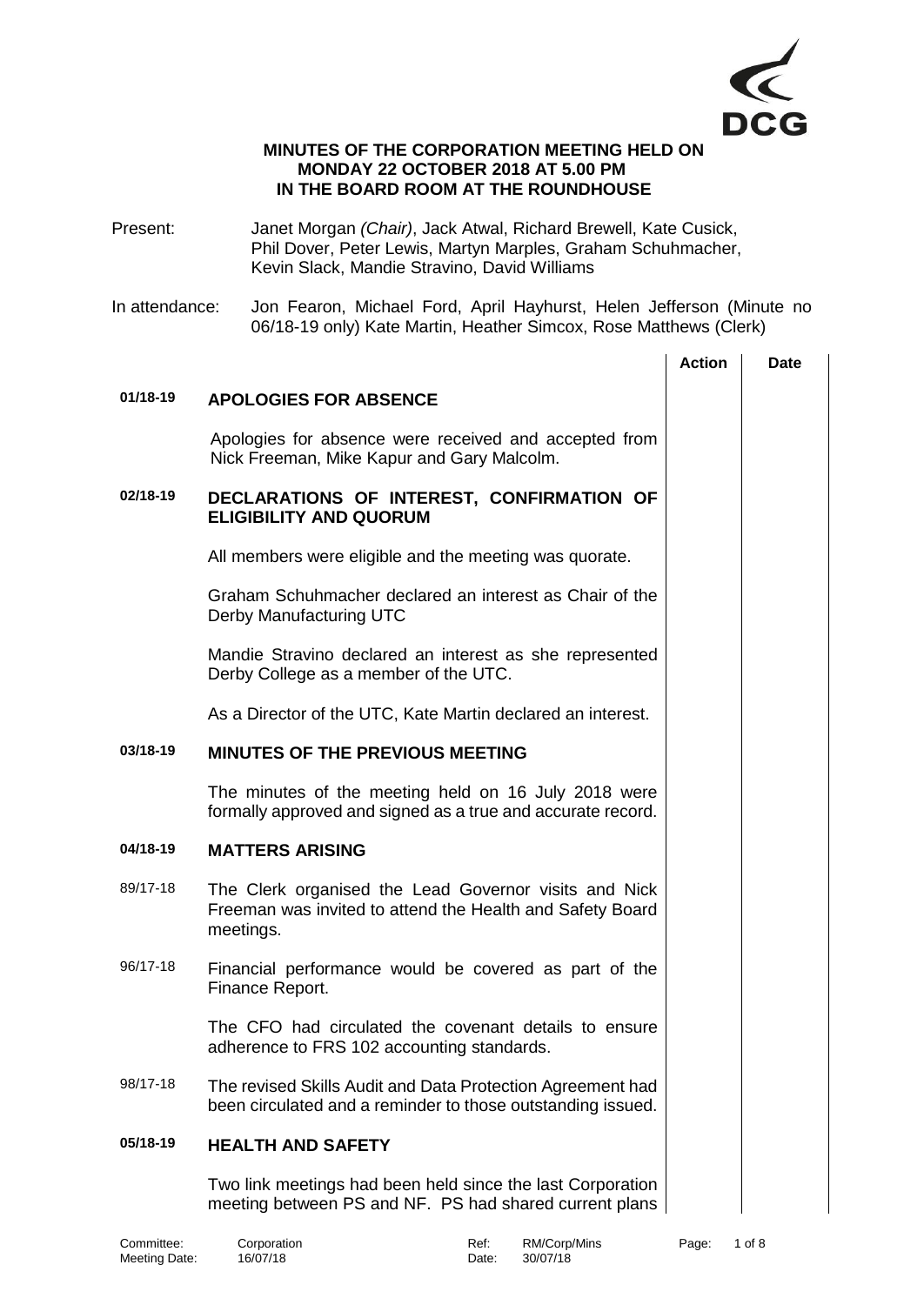**MINUTES OF THE CORPORATION MEETING HELD ON MONDAY 22 OCTOBER 2018 AT 5.00 PM IN THE BOARD ROOM AT THE ROUNDHOUSE**

Present: Janet Morgan *(Chair)*, Jack Atwal, Richard Brewell, Kate Cusick, Phil Dover, Peter Lewis, Martyn Marples, Graham Schuhmacher, Kevin Slack, Mandie Stravino, David Williams

In attendance: Jon Fearon, Michael Ford, April Hayhurst, Helen Jefferson (Minute no 06/18-19 only) Kate Martin, Heather Simcox, Rose Matthews (Clerk)

| | | Action | Date |
|---|---|---|---|
| **01/18-19** | **APOLOGIES FOR ABSENCE** | | |
| | Apologies for absence were received and accepted from Nick Freeman, Mike Kapur and Gary Malcolm. | | |
| **02/18-19** | **DECLARATIONS OF INTEREST, CONFIRMATION OF ELIGIBILITY AND QUORUM** | | |
| | All members were eligible and the meeting was quorate. | | |
| | Graham Schuhmacher declared an interest as Chair of the Derby Manufacturing UTC | | |
| | Mandie Stravino declared an interest as she represented Derby College as a member of the UTC. | | |
| | As a Director of the UTC, Kate Martin declared an interest. | | |
| **03/18-19** | **MINUTES OF THE PREVIOUS MEETING** | | |
| | The minutes of the meeting held on 16 July 2018 were formally approved and signed as a true and accurate record. | | |
| **04/18-19** | **MATTERS ARISING** | | |
| 89/17-18 | The Clerk organised the Lead Governor visits and Nick Freeman was invited to attend the Health and Safety Board meetings. | | |
| 96/17-18 | Financial performance would be covered as part of the Finance Report. | | |
| | The CFO had circulated the covenant details to ensure adherence to FRS 102 accounting standards. | | |
| 98/17-18 | The revised Skills Audit and Data Protection Agreement had been circulated and a reminder to those outstanding issued. | | |
| **05/18-19** | **HEALTH AND SAFETY** | | |
| | Two link meetings had been held since the last Corporation meeting between PS and NF. PS had shared current plans | | |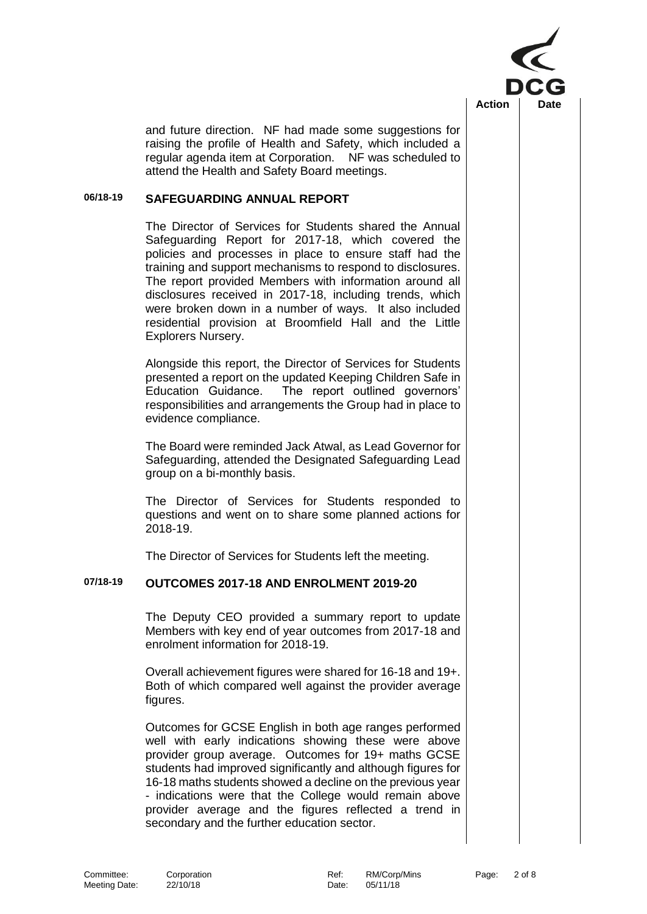and future direction. NF had made some suggestions for raising the profile of Health and Safety, which included a regular agenda item at Corporation. NF was scheduled to attend the Health and Safety Board meetings.

## 06/18-19 SAFEGUARDING ANNUAL REPORT

The Director of Services for Students shared the Annual Safeguarding Report for 2017-18, which covered the policies and processes in place to ensure staff had the training and support mechanisms to respond to disclosures. The report provided Members with information around all disclosures received in 2017-18, including trends, which were broken down in a number of ways. It also included residential provision at Broomfield Hall and the Little Explorers Nursery.

Alongside this report, the Director of Services for Students presented a report on the updated Keeping Children Safe in Education Guidance. The report outlined governors' responsibilities and arrangements the Group had in place to evidence compliance.

The Board were reminded Jack Atwal, as Lead Governor for Safeguarding, attended the Designated Safeguarding Lead group on a bi-monthly basis.

The Director of Services for Students responded to questions and went on to share some planned actions for 2018-19.

The Director of Services for Students left the meeting.

## 07/18-19 OUTCOMES 2017-18 AND ENROLMENT 2019-20

The Deputy CEO provided a summary report to update Members with key end of year outcomes from 2017-18 and enrolment information for 2018-19.

Overall achievement figures were shared for 16-18 and 19+. Both of which compared well against the provider average figures.

Outcomes for GCSE English in both age ranges performed well with early indications showing these were above provider group average. Outcomes for 19+ maths GCSE students had improved significantly and although figures for 16-18 maths students showed a decline on the previous year - indications were that the College would remain above provider average and the figures reflected a trend in secondary and the further education sector.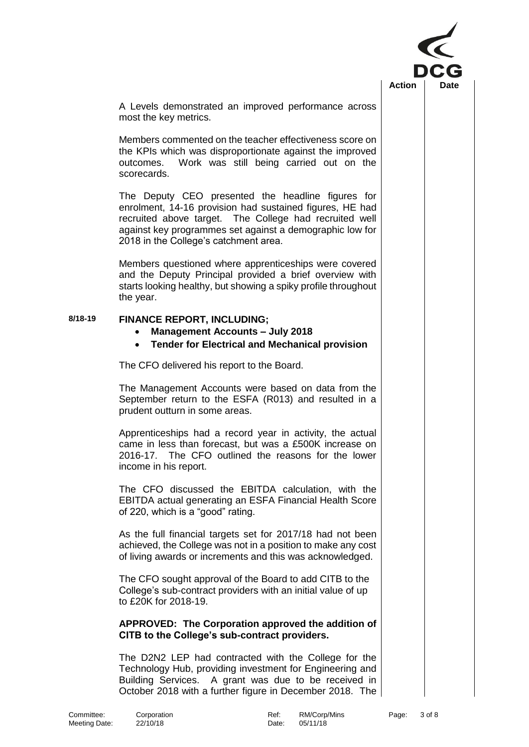| | | Action | Date |
|---|---|---|---|

A Levels demonstrated an improved performance across most the key metrics.

Members commented on the teacher effectiveness score on the KPIs which was disproportionate against the improved outcomes. Work was still being carried out on the scorecards.

The Deputy CEO presented the headline figures for enrolment, 14-16 provision had sustained figures, HE had recruited above target. The College had recruited well against key programmes set against a demographic low for 2018 in the College's catchment area.

Members questioned where apprenticeships were covered and the Deputy Principal provided a brief overview with starts looking healthy, but showing a spiky profile throughout the year.

**8/18-19** **FINANCE REPORT, INCLUDING;**

- **Management Accounts – July 2018**
- **Tender for Electrical and Mechanical provision**

The CFO delivered his report to the Board.

The Management Accounts were based on data from the September return to the ESFA (R013) and resulted in a prudent outturn in some areas.

Apprenticeships had a record year in activity, the actual came in less than forecast, but was a £500K increase on 2016-17. The CFO outlined the reasons for the lower income in his report.

The CFO discussed the EBITDA calculation, with the EBITDA actual generating an ESFA Financial Health Score of 220, which is a "good" rating.

As the full financial targets set for 2017/18 had not been achieved, the College was not in a position to make any cost of living awards or increments and this was acknowledged.

The CFO sought approval of the Board to add CITB to the College's sub-contract providers with an initial value of up to £20K for 2018-19.

**APPROVED: The Corporation approved the addition of CITB to the College's sub-contract providers.**

The D2N2 LEP had contracted with the College for the Technology Hub, providing investment for Engineering and Building Services. A grant was due to be received in October 2018 with a further figure in December 2018. The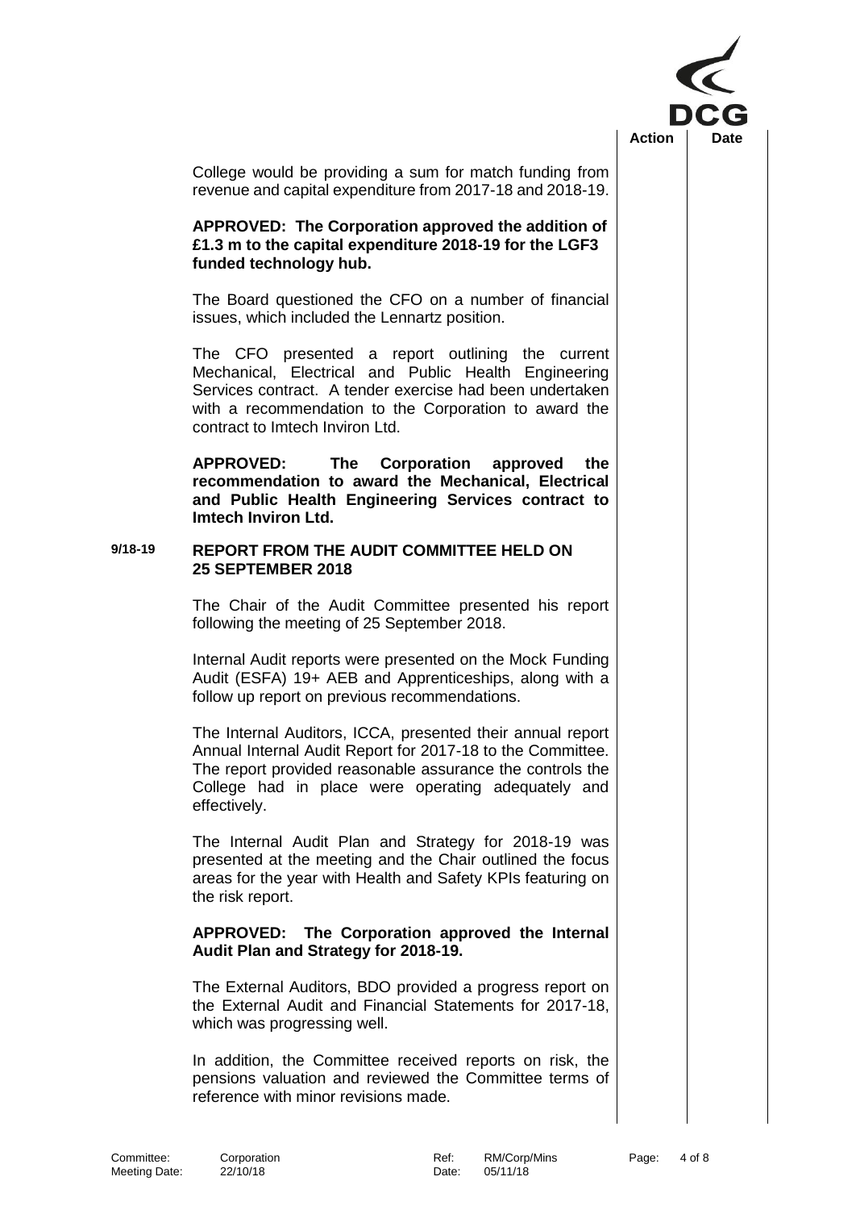College would be providing a sum for match funding from revenue and capital expenditure from 2017-18 and 2018-19.

**APPROVED: The Corporation approved the addition of £1.3 m to the capital expenditure 2018-19 for the LGF3 funded technology hub.**

The Board questioned the CFO on a number of financial issues, which included the Lennartz position.

The CFO presented a report outlining the current Mechanical, Electrical and Public Health Engineering Services contract. A tender exercise had been undertaken with a recommendation to the Corporation to award the contract to Imtech Inviron Ltd.

**APPROVED: The Corporation approved the recommendation to award the Mechanical, Electrical and Public Health Engineering Services contract to Imtech Inviron Ltd.**

**9/18-19 REPORT FROM THE AUDIT COMMITTEE HELD ON 25 SEPTEMBER 2018**

The Chair of the Audit Committee presented his report following the meeting of 25 September 2018.

Internal Audit reports were presented on the Mock Funding Audit (ESFA) 19+ AEB and Apprenticeships, along with a follow up report on previous recommendations.

The Internal Auditors, ICCA, presented their annual report Annual Internal Audit Report for 2017-18 to the Committee. The report provided reasonable assurance the controls the College had in place were operating adequately and effectively.

The Internal Audit Plan and Strategy for 2018-19 was presented at the meeting and the Chair outlined the focus areas for the year with Health and Safety KPIs featuring on the risk report.

**APPROVED: The Corporation approved the Internal Audit Plan and Strategy for 2018-19.**

The External Auditors, BDO provided a progress report on the External Audit and Financial Statements for 2017-18, which was progressing well.

In addition, the Committee received reports on risk, the pensions valuation and reviewed the Committee terms of reference with minor revisions made.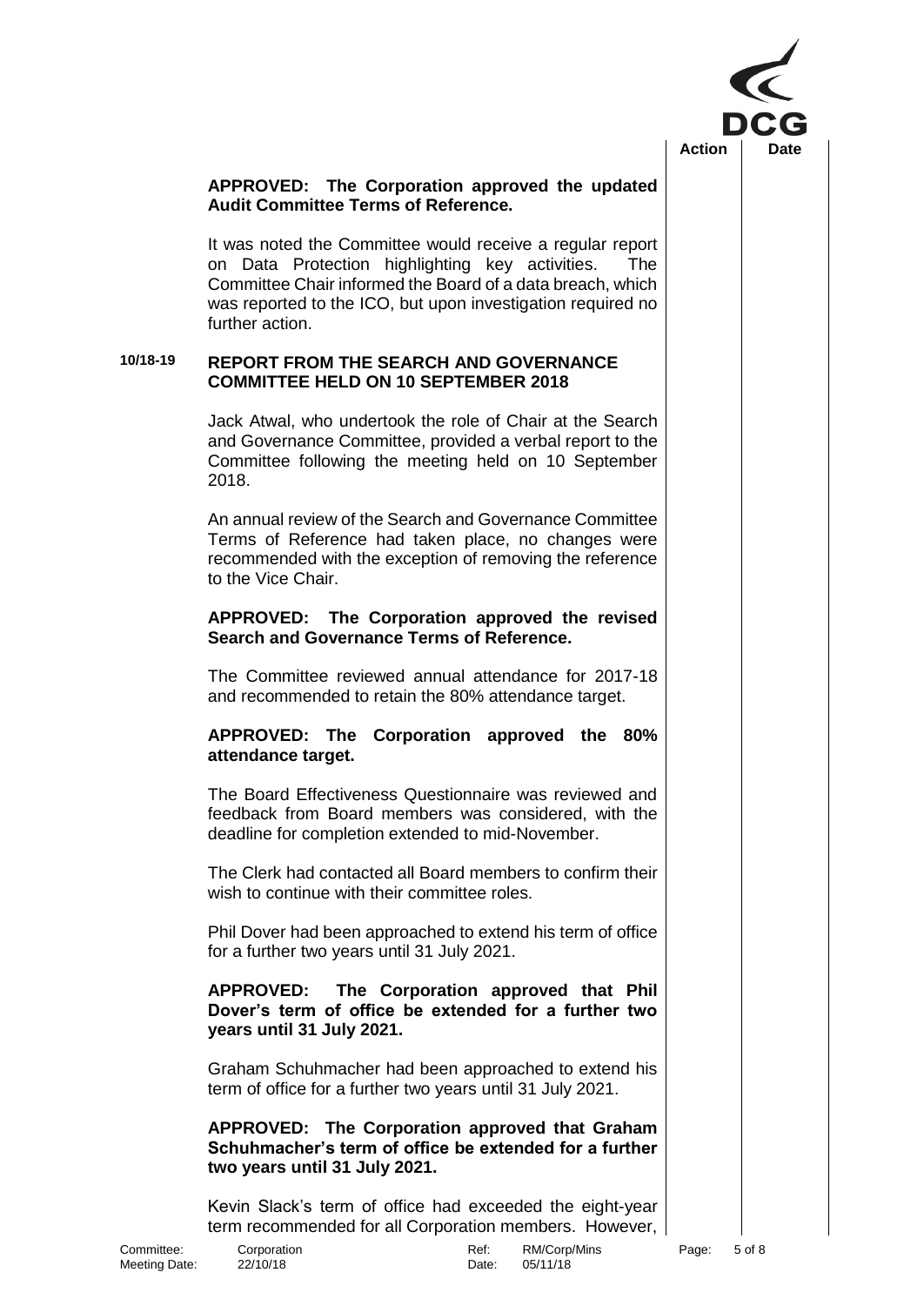**APPROVED: The Corporation approved the updated Audit Committee Terms of Reference.**

It was noted the Committee would receive a regular report on Data Protection highlighting key activities. The Committee Chair informed the Board of a data breach, which was reported to the ICO, but upon investigation required no further action.

## 10/18-19 REPORT FROM THE SEARCH AND GOVERNANCE COMMITTEE HELD ON 10 SEPTEMBER 2018

Jack Atwal, who undertook the role of Chair at the Search and Governance Committee, provided a verbal report to the Committee following the meeting held on 10 September 2018.

An annual review of the Search and Governance Committee Terms of Reference had taken place, no changes were recommended with the exception of removing the reference to the Vice Chair.

**APPROVED: The Corporation approved the revised Search and Governance Terms of Reference.**

The Committee reviewed annual attendance for 2017-18 and recommended to retain the 80% attendance target.

**APPROVED: The Corporation approved the 80% attendance target.**

The Board Effectiveness Questionnaire was reviewed and feedback from Board members was considered, with the deadline for completion extended to mid-November.

The Clerk had contacted all Board members to confirm their wish to continue with their committee roles.

Phil Dover had been approached to extend his term of office for a further two years until 31 July 2021.

**APPROVED: The Corporation approved that Phil Dover's term of office be extended for a further two years until 31 July 2021.**

Graham Schuhmacher had been approached to extend his term of office for a further two years until 31 July 2021.

**APPROVED: The Corporation approved that Graham Schuhmacher's term of office be extended for a further two years until 31 July 2021.**

Kevin Slack's term of office had exceeded the eight-year term recommended for all Corporation members. However,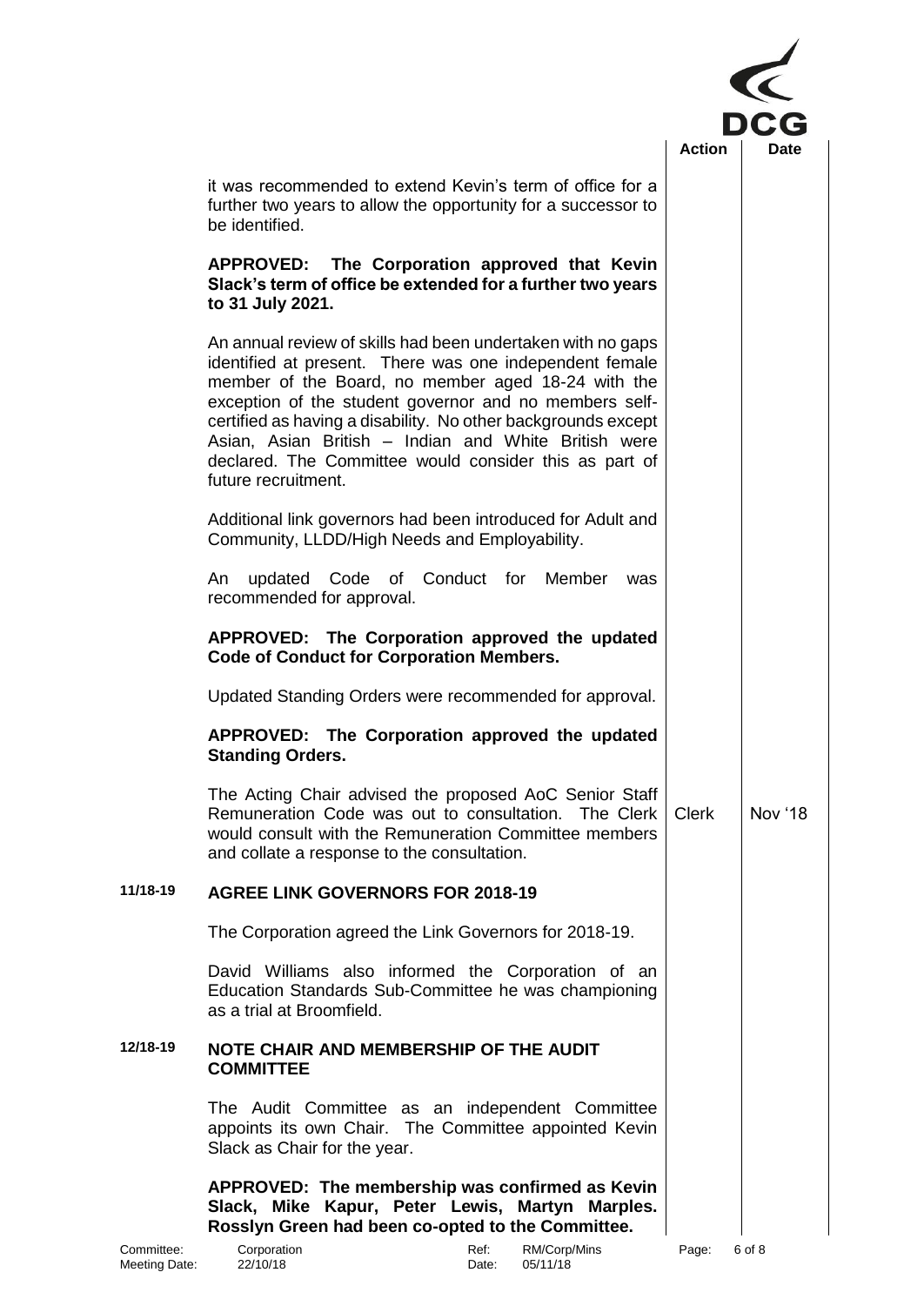it was recommended to extend Kevin's term of office for a further two years to allow the opportunity for a successor to be identified.

**APPROVED: The Corporation approved that Kevin Slack's term of office be extended for a further two years to 31 July 2021.**

An annual review of skills had been undertaken with no gaps identified at present. There was one independent female member of the Board, no member aged 18-24 with the exception of the student governor and no members self-certified as having a disability. No other backgrounds except Asian, Asian British – Indian and White British were declared. The Committee would consider this as part of future recruitment.

Additional link governors had been introduced for Adult and Community, LLDD/High Needs and Employability.

An updated Code of Conduct for Member was recommended for approval.

**APPROVED: The Corporation approved the updated Code of Conduct for Corporation Members.**

Updated Standing Orders were recommended for approval.

**APPROVED: The Corporation approved the updated Standing Orders.**

| | Action | Date |
|---|---|---|
| The Acting Chair advised the proposed AoC Senior Staff Remuneration Code was out to consultation. The Clerk would consult with the Remuneration Committee members and collate a response to the consultation. | Clerk | Nov '18 |

## 11/18-19 AGREE LINK GOVERNORS FOR 2018-19

The Corporation agreed the Link Governors for 2018-19.

David Williams also informed the Corporation of an Education Standards Sub-Committee he was championing as a trial at Broomfield.

## 12/18-19 NOTE CHAIR AND MEMBERSHIP OF THE AUDIT COMMITTEE

The Audit Committee as an independent Committee appoints its own Chair. The Committee appointed Kevin Slack as Chair for the year.

**APPROVED: The membership was confirmed as Kevin Slack, Mike Kapur, Peter Lewis, Martyn Marples. Rosslyn Green had been co-opted to the Committee.**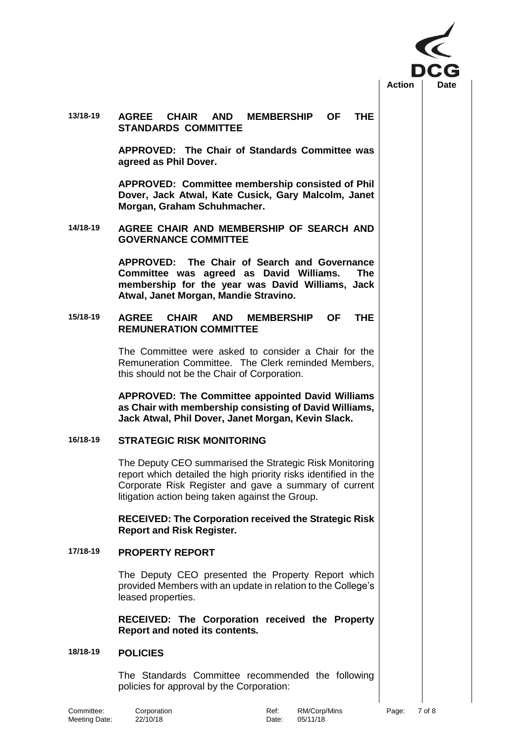| | | Action | Date |
|---|---|---|---|
| **13/18-19** | **AGREE CHAIR AND MEMBERSHIP OF THE STANDARDS COMMITTEE** | | |
| | **APPROVED: The Chair of Standards Committee was agreed as Phil Dover.** | | |
| | **APPROVED: Committee membership consisted of Phil Dover, Jack Atwal, Kate Cusick, Gary Malcolm, Janet Morgan, Graham Schuhmacher.** | | |
| **14/18-19** | **AGREE CHAIR AND MEMBERSHIP OF SEARCH AND GOVERNANCE COMMITTEE** | | |
| | **APPROVED: The Chair of Search and Governance Committee was agreed as David Williams. The membership for the year was David Williams, Jack Atwal, Janet Morgan, Mandie Stravino.** | | |
| **15/18-19** | **AGREE CHAIR AND MEMBERSHIP OF THE REMUNERATION COMMITTEE** | | |
| | The Committee were asked to consider a Chair for the Remuneration Committee. The Clerk reminded Members, this should not be the Chair of Corporation. | | |
| | **APPROVED: The Committee appointed David Williams as Chair with membership consisting of David Williams, Jack Atwal, Phil Dover, Janet Morgan, Kevin Slack.** | | |
| **16/18-19** | **STRATEGIC RISK MONITORING** | | |
| | The Deputy CEO summarised the Strategic Risk Monitoring report which detailed the high priority risks identified in the Corporate Risk Register and gave a summary of current litigation action being taken against the Group. | | |
| | **RECEIVED: The Corporation received the Strategic Risk Report and Risk Register.** | | |
| **17/18-19** | **PROPERTY REPORT** | | |
| | The Deputy CEO presented the Property Report which provided Members with an update in relation to the College's leased properties. | | |
| | **RECEIVED: The Corporation received the Property Report and noted its contents.** | | |
| **18/18-19** | **POLICIES** | | |
| | The Standards Committee recommended the following policies for approval by the Corporation: | | |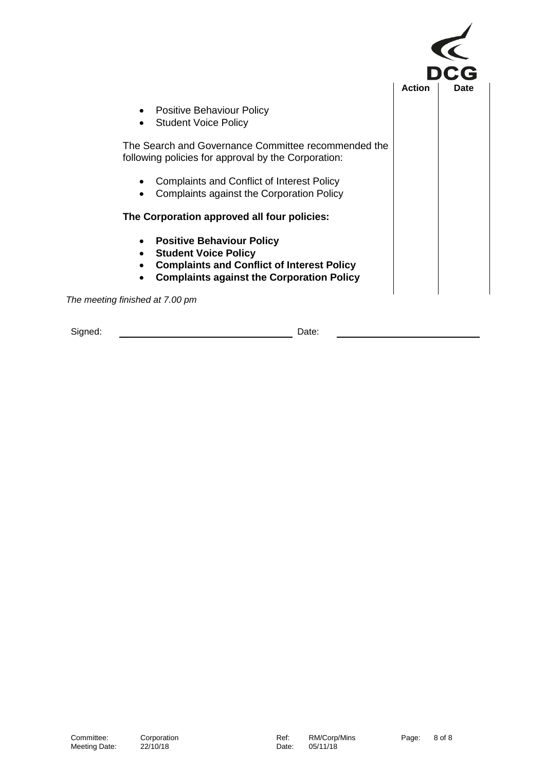| | Action | Date |
|---|---|---|
| <ul><li>Positive Behaviour Policy</li><li>Student Voice Policy</li></ul> The Search and Governance Committee recommended the following policies for approval by the Corporation: <ul><li>Complaints and Conflict of Interest Policy</li><li>Complaints against the Corporation Policy</li></ul> **The Corporation approved all four policies:** <ul><li>**Positive Behaviour Policy**</li><li>**Student Voice Policy**</li><li>**Complaints and Conflict of Interest Policy**</li><li>**Complaints against the Corporation Policy**</li></ul> | | |

*The meeting finished at 7.00 pm*

Signed: ______________________________ Date: ______________________________